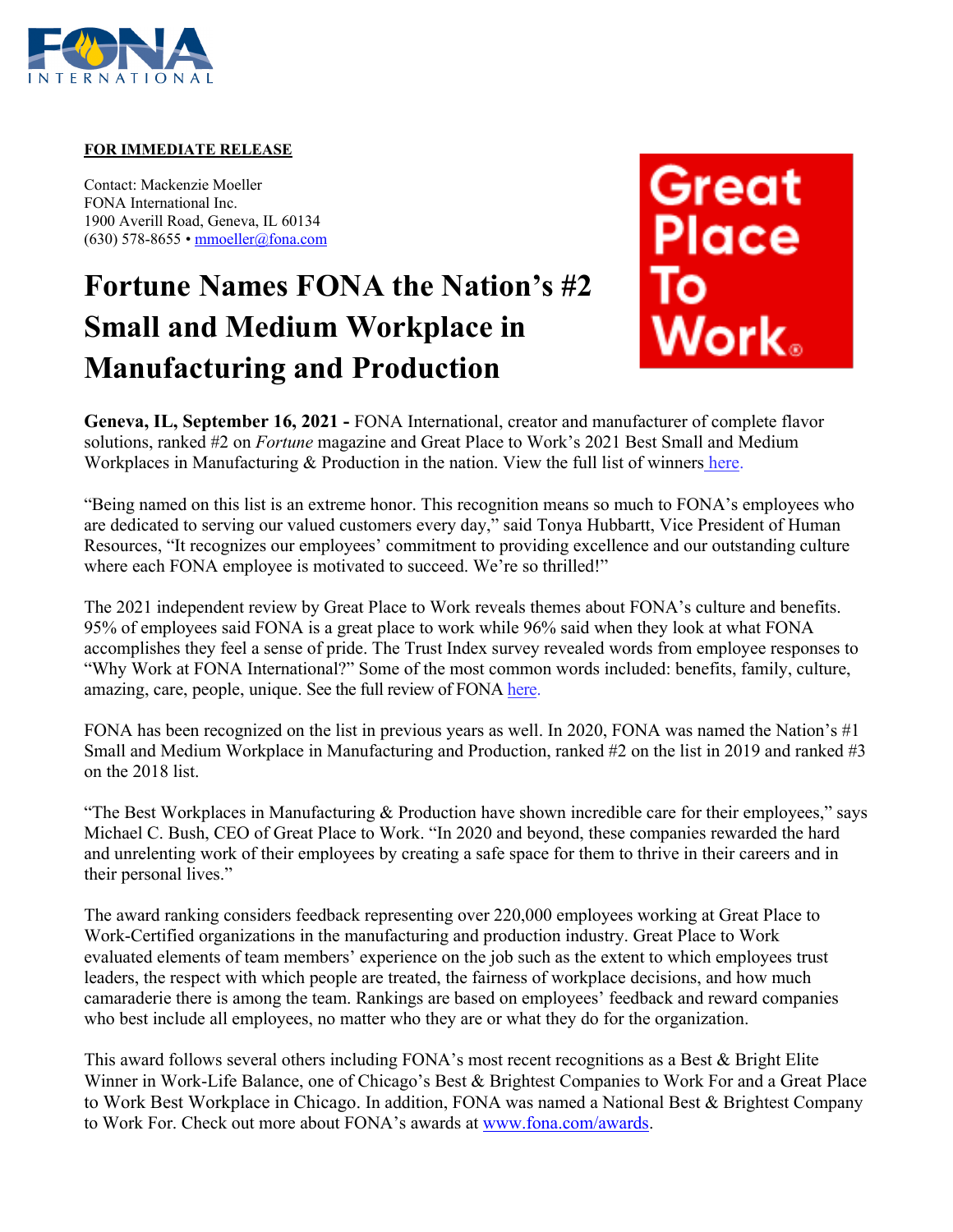**FOR IMMEDIATE RELEASE**

Contact: Mackenzie Moeller
FONA International Inc.
1900 Averill Road, Geneva, IL 60134
(630) 578-8655 • mmoeller@fona.com

# Fortune Names FONA the Nation's #2 Small and Medium Workplace in Manufacturing and Production

**Geneva, IL, September 16, 2021 -** FONA International, creator and manufacturer of complete flavor solutions, ranked #2 on *Fortune* magazine and Great Place to Work's 2021 Best Small and Medium Workplaces in Manufacturing & Production in the nation. View the full list of winners here.

"Being named on this list is an extreme honor. This recognition means so much to FONA's employees who are dedicated to serving our valued customers every day," said Tonya Hubbartt, Vice President of Human Resources, "It recognizes our employees' commitment to providing excellence and our outstanding culture where each FONA employee is motivated to succeed. We're so thrilled!"

The 2021 independent review by Great Place to Work reveals themes about FONA's culture and benefits. 95% of employees said FONA is a great place to work while 96% said when they look at what FONA accomplishes they feel a sense of pride. The Trust Index survey revealed words from employee responses to "Why Work at FONA International?" Some of the most common words included: benefits, family, culture, amazing, care, people, unique. See the full review of FONA here.

FONA has been recognized on the list in previous years as well. In 2020, FONA was named the Nation's #1 Small and Medium Workplace in Manufacturing and Production, ranked #2 on the list in 2019 and ranked #3 on the 2018 list.

"The Best Workplaces in Manufacturing & Production have shown incredible care for their employees," says Michael C. Bush, CEO of Great Place to Work. "In 2020 and beyond, these companies rewarded the hard and unrelenting work of their employees by creating a safe space for them to thrive in their careers and in their personal lives."

The award ranking considers feedback representing over 220,000 employees working at Great Place to Work-Certified organizations in the manufacturing and production industry. Great Place to Work evaluated elements of team members' experience on the job such as the extent to which employees trust leaders, the respect with which people are treated, the fairness of workplace decisions, and how much camaraderie there is among the team. Rankings are based on employees' feedback and reward companies who best include all employees, no matter who they are or what they do for the organization.

This award follows several others including FONA's most recent recognitions as a Best & Bright Elite Winner in Work-Life Balance, one of Chicago's Best & Brightest Companies to Work For and a Great Place to Work Best Workplace in Chicago. In addition, FONA was named a National Best & Brightest Company to Work For. Check out more about FONA's awards at www.fona.com/awards.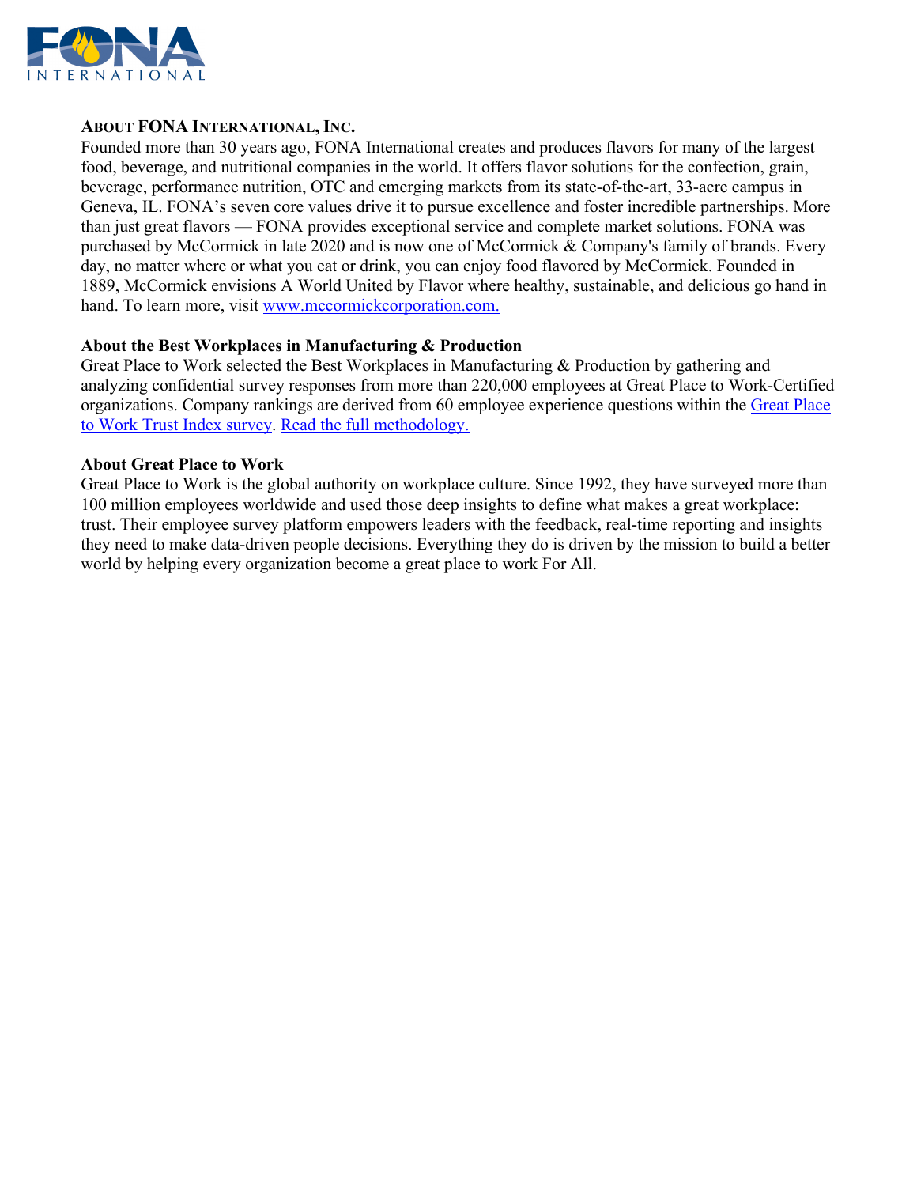### About FONA International, Inc.

Founded more than 30 years ago, FONA International creates and produces flavors for many of the largest food, beverage, and nutritional companies in the world. It offers flavor solutions for the confection, grain, beverage, performance nutrition, OTC and emerging markets from its state-of-the-art, 33-acre campus in Geneva, IL. FONA's seven core values drive it to pursue excellence and foster incredible partnerships. More than just great flavors — FONA provides exceptional service and complete market solutions. FONA was purchased by McCormick in late 2020 and is now one of McCormick & Company's family of brands. Every day, no matter where or what you eat or drink, you can enjoy food flavored by McCormick. Founded in 1889, McCormick envisions A World United by Flavor where healthy, sustainable, and delicious go hand in hand. To learn more, visit www.mccormickcorporation.com.

### About the Best Workplaces in Manufacturing & Production

Great Place to Work selected the Best Workplaces in Manufacturing & Production by gathering and analyzing confidential survey responses from more than 220,000 employees at Great Place to Work-Certified organizations. Company rankings are derived from 60 employee experience questions within the Great Place to Work Trust Index survey. Read the full methodology.

### About Great Place to Work

Great Place to Work is the global authority on workplace culture. Since 1992, they have surveyed more than 100 million employees worldwide and used those deep insights to define what makes a great workplace: trust. Their employee survey platform empowers leaders with the feedback, real-time reporting and insights they need to make data-driven people decisions. Everything they do is driven by the mission to build a better world by helping every organization become a great place to work For All.